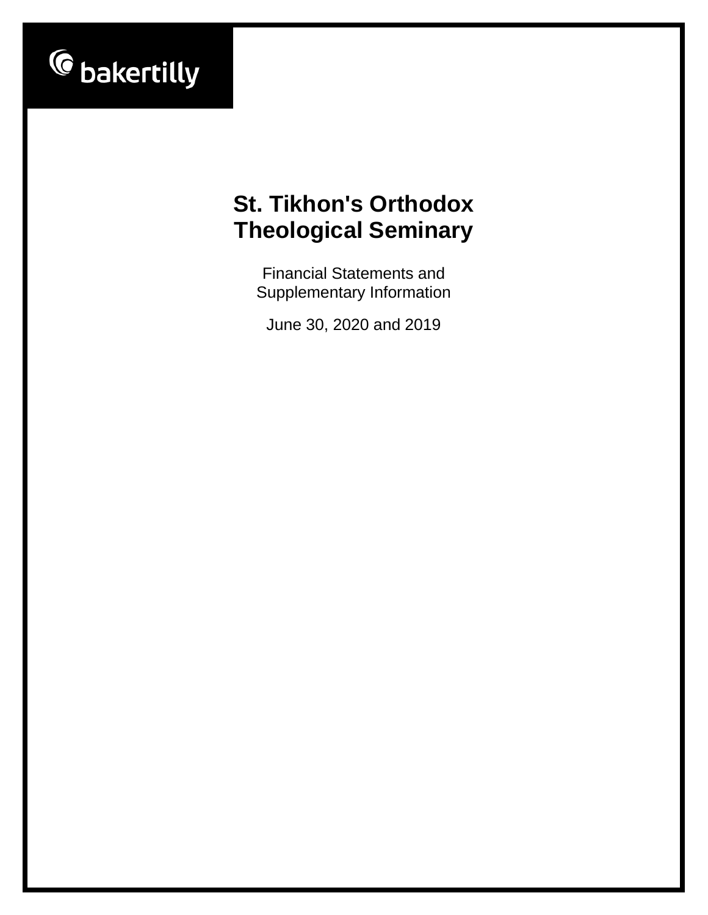bakertilly

# St. Tikhon's Orthodox Theological Seminary

Financial Statements and Supplementary Information

June 30, 2020 and 2019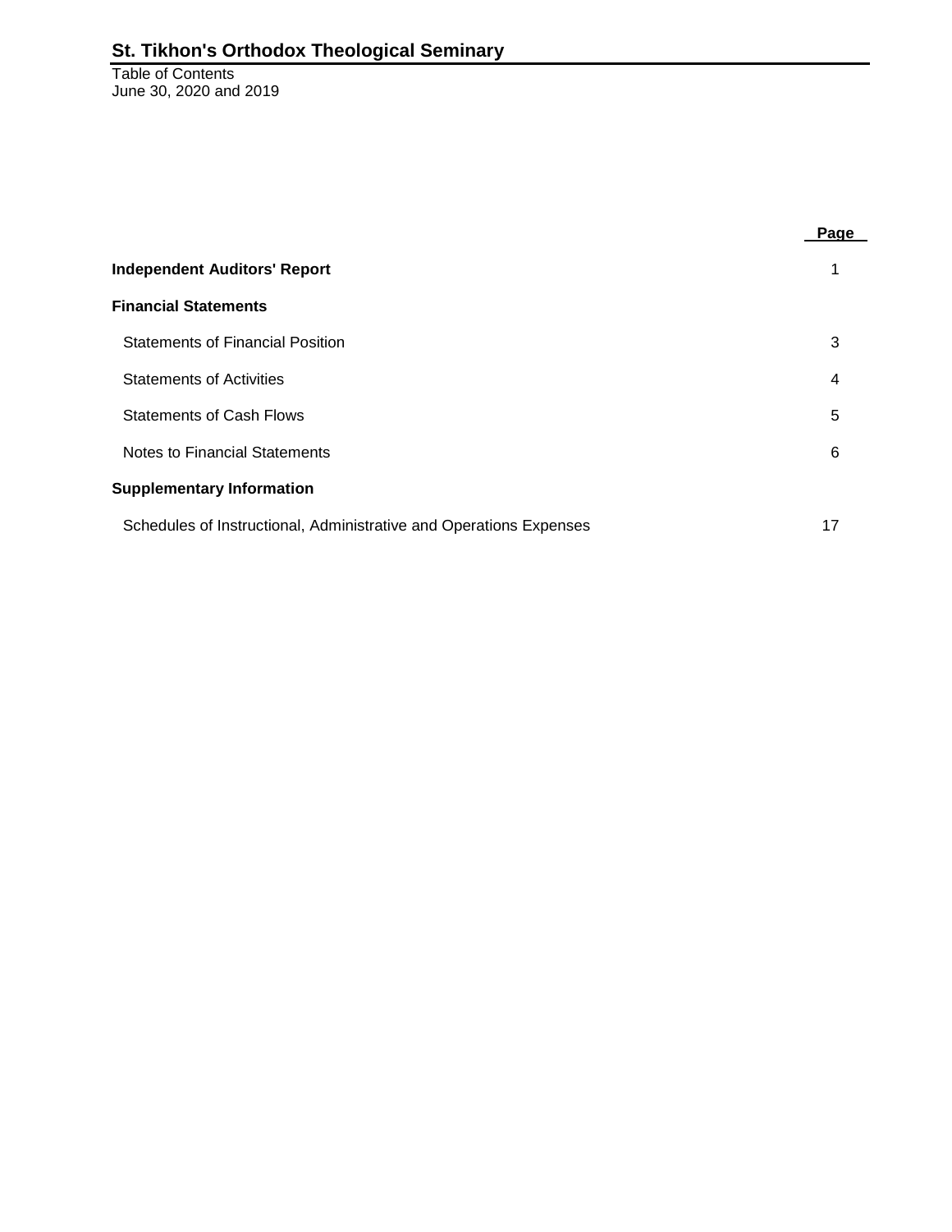# St. Tikhon's Orthodox Theological Seminary

Table of Contents
June 30, 2020 and 2019

| | Page |
|---|---|
| **Independent Auditors' Report** | 1 |
| **Financial Statements** | |
| Statements of Financial Position | 3 |
| Statements of Activities | 4 |
| Statements of Cash Flows | 5 |
| Notes to Financial Statements | 6 |
| **Supplementary Information** | |
| Schedules of Instructional, Administrative and Operations Expenses | 17 |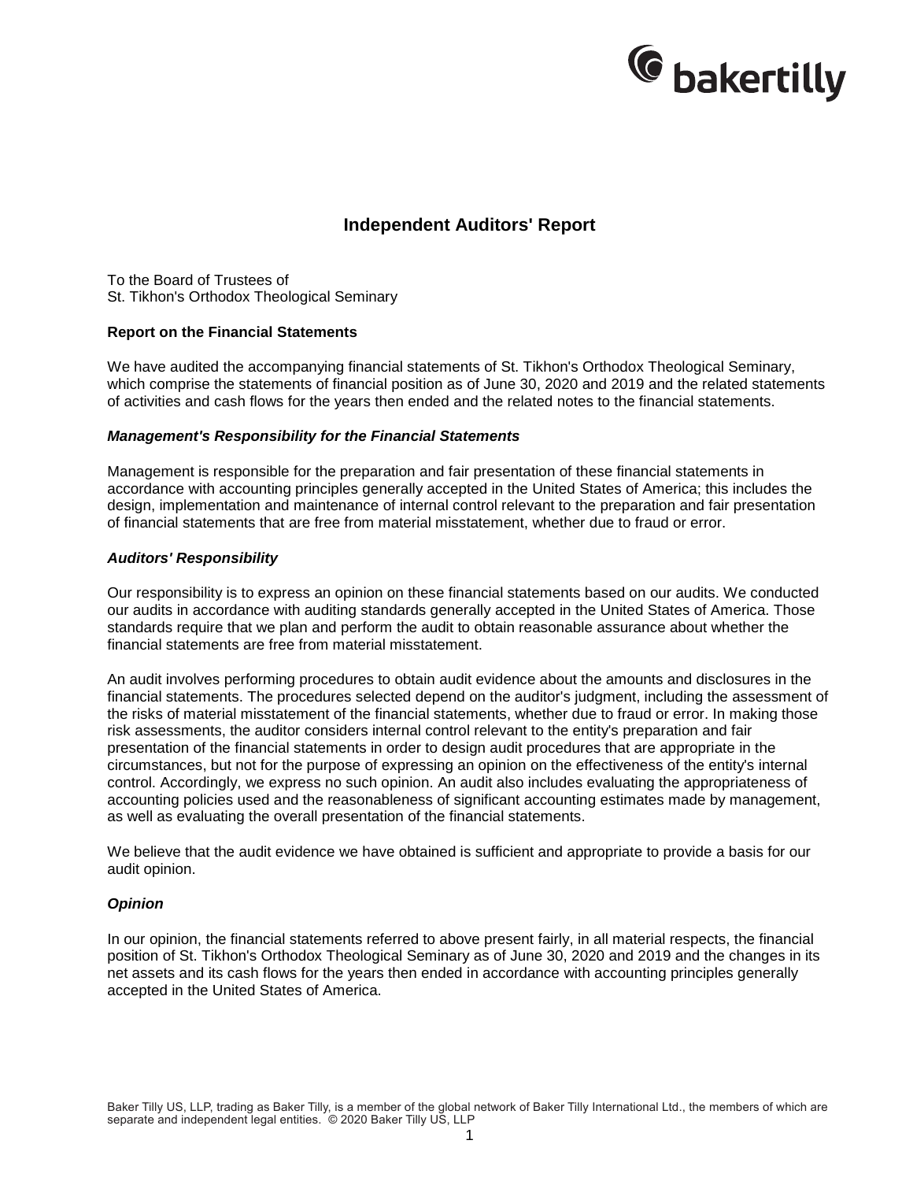# Independent Auditors' Report

To the Board of Trustees of
St. Tikhon's Orthodox Theological Seminary

**Report on the Financial Statements**

We have audited the accompanying financial statements of St. Tikhon's Orthodox Theological Seminary, which comprise the statements of financial position as of June 30, 2020 and 2019 and the related statements of activities and cash flows for the years then ended and the related notes to the financial statements.

***Management's Responsibility for the Financial Statements***

Management is responsible for the preparation and fair presentation of these financial statements in accordance with accounting principles generally accepted in the United States of America; this includes the design, implementation and maintenance of internal control relevant to the preparation and fair presentation of financial statements that are free from material misstatement, whether due to fraud or error.

***Auditors' Responsibility***

Our responsibility is to express an opinion on these financial statements based on our audits. We conducted our audits in accordance with auditing standards generally accepted in the United States of America. Those standards require that we plan and perform the audit to obtain reasonable assurance about whether the financial statements are free from material misstatement.

An audit involves performing procedures to obtain audit evidence about the amounts and disclosures in the financial statements. The procedures selected depend on the auditor's judgment, including the assessment of the risks of material misstatement of the financial statements, whether due to fraud or error. In making those risk assessments, the auditor considers internal control relevant to the entity's preparation and fair presentation of the financial statements in order to design audit procedures that are appropriate in the circumstances, but not for the purpose of expressing an opinion on the effectiveness of the entity's internal control. Accordingly, we express no such opinion. An audit also includes evaluating the appropriateness of accounting policies used and the reasonableness of significant accounting estimates made by management, as well as evaluating the overall presentation of the financial statements.

We believe that the audit evidence we have obtained is sufficient and appropriate to provide a basis for our audit opinion.

***Opinion***

In our opinion, the financial statements referred to above present fairly, in all material respects, the financial position of St. Tikhon's Orthodox Theological Seminary as of June 30, 2020 and 2019 and the changes in its net assets and its cash flows for the years then ended in accordance with accounting principles generally accepted in the United States of America.

Baker Tilly US, LLP, trading as Baker Tilly, is a member of the global network of Baker Tilly International Ltd., the members of which are separate and independent legal entities. © 2020 Baker Tilly US, LLP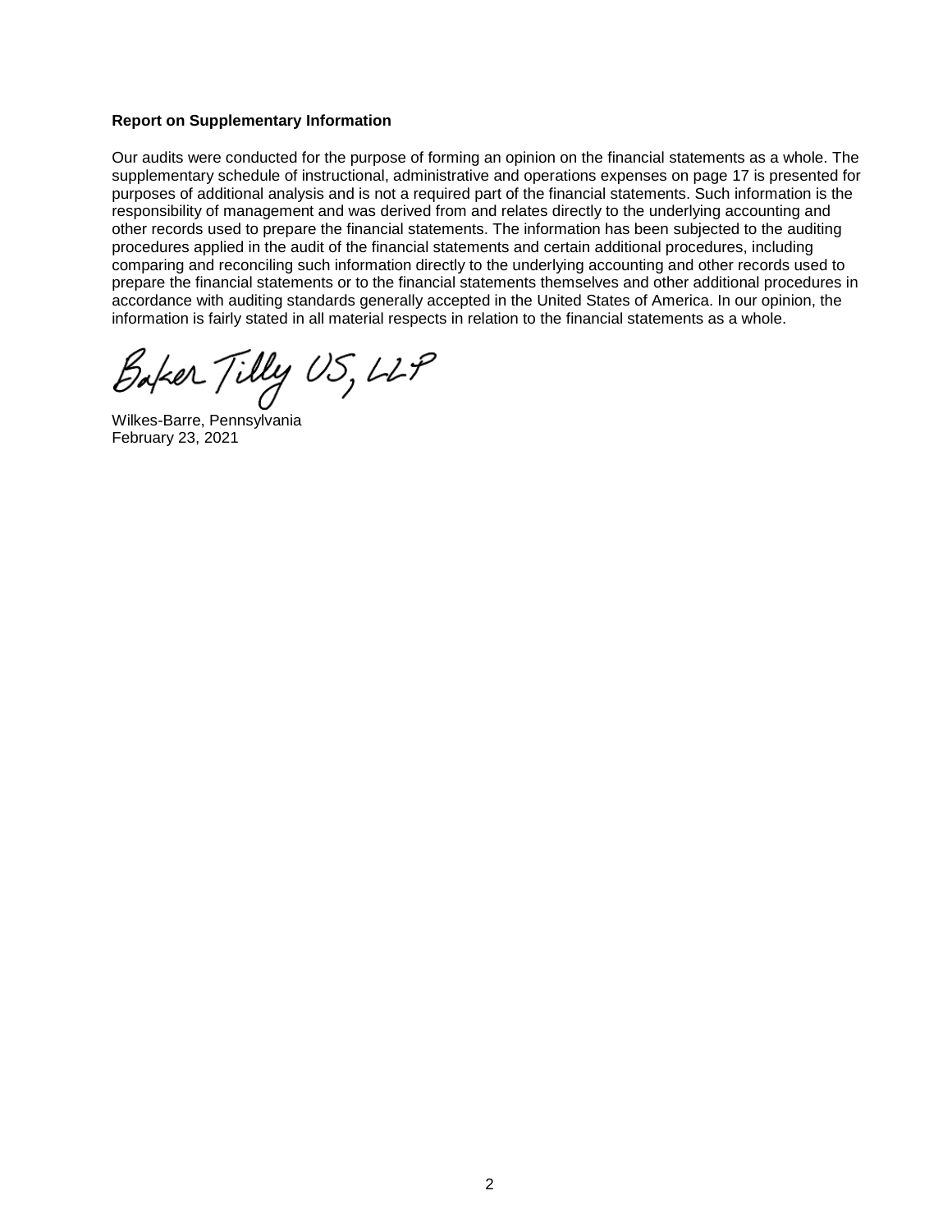### Report on Supplementary Information

Our audits were conducted for the purpose of forming an opinion on the financial statements as a whole. The supplementary schedule of instructional, administrative and operations expenses on page 17 is presented for purposes of additional analysis and is not a required part of the financial statements. Such information is the responsibility of management and was derived from and relates directly to the underlying accounting and other records used to prepare the financial statements. The information has been subjected to the auditing procedures applied in the audit of the financial statements and certain additional procedures, including comparing and reconciling such information directly to the underlying accounting and other records used to prepare the financial statements or to the financial statements themselves and other additional procedures in accordance with auditing standards generally accepted in the United States of America. In our opinion, the information is fairly stated in all material respects in relation to the financial statements as a whole.

Baker Tilly US, LLP

Wilkes-Barre, Pennsylvania  
February 23, 2021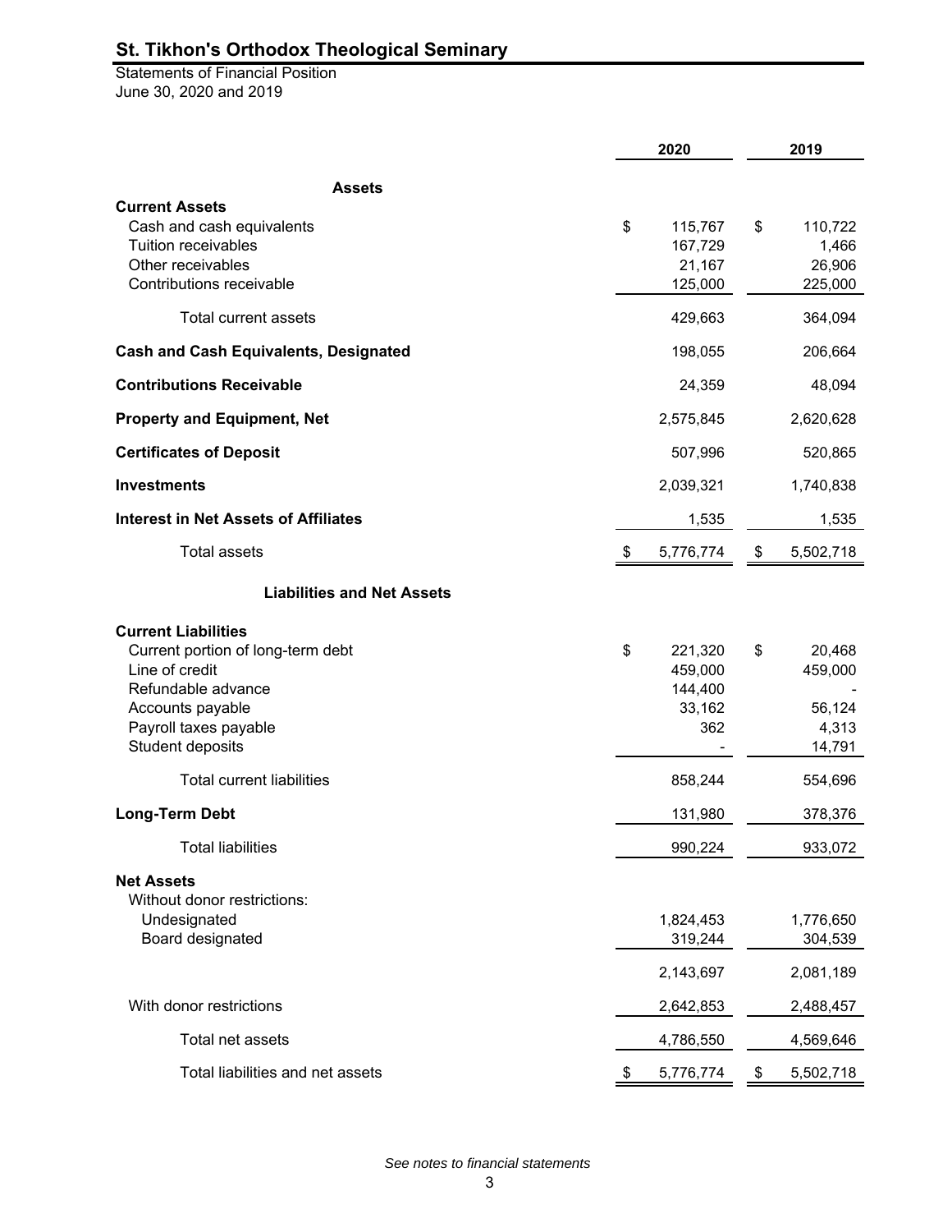# St. Tikhon's Orthodox Theological Seminary

Statements of Financial Position
June 30, 2020 and 2019

| | 2020 | 2019 |
|---|---|---|
| **Assets** | | |
| **Current Assets** | | |
| Cash and cash equivalents | $ 115,767 | $ 110,722 |
| Tuition receivables | 167,729 | 1,466 |
| Other receivables | 21,167 | 26,906 |
| Contributions receivable | 125,000 | 225,000 |
| Total current assets | 429,663 | 364,094 |
| **Cash and Cash Equivalents, Designated** | 198,055 | 206,664 |
| **Contributions Receivable** | 24,359 | 48,094 |
| **Property and Equipment, Net** | 2,575,845 | 2,620,628 |
| **Certificates of Deposit** | 507,996 | 520,865 |
| **Investments** | 2,039,321 | 1,740,838 |
| **Interest in Net Assets of Affiliates** | 1,535 | 1,535 |
| Total assets | $ 5,776,774 | $ 5,502,718 |
| **Liabilities and Net Assets** | | |
| **Current Liabilities** | | |
| Current portion of long-term debt | $ 221,320 | $ 20,468 |
| Line of credit | 459,000 | 459,000 |
| Refundable advance | 144,400 | - |
| Accounts payable | 33,162 | 56,124 |
| Payroll taxes payable | 362 | 4,313 |
| Student deposits | - | 14,791 |
| Total current liabilities | 858,244 | 554,696 |
| **Long-Term Debt** | 131,980 | 378,376 |
| Total liabilities | 990,224 | 933,072 |
| **Net Assets** | | |
| Without donor restrictions: | | |
| Undesignated | 1,824,453 | 1,776,650 |
| Board designated | 319,244 | 304,539 |
| | 2,143,697 | 2,081,189 |
| With donor restrictions | 2,642,853 | 2,488,457 |
| Total net assets | 4,786,550 | 4,569,646 |
| Total liabilities and net assets | $ 5,776,774 | $ 5,502,718 |

*See notes to financial statements*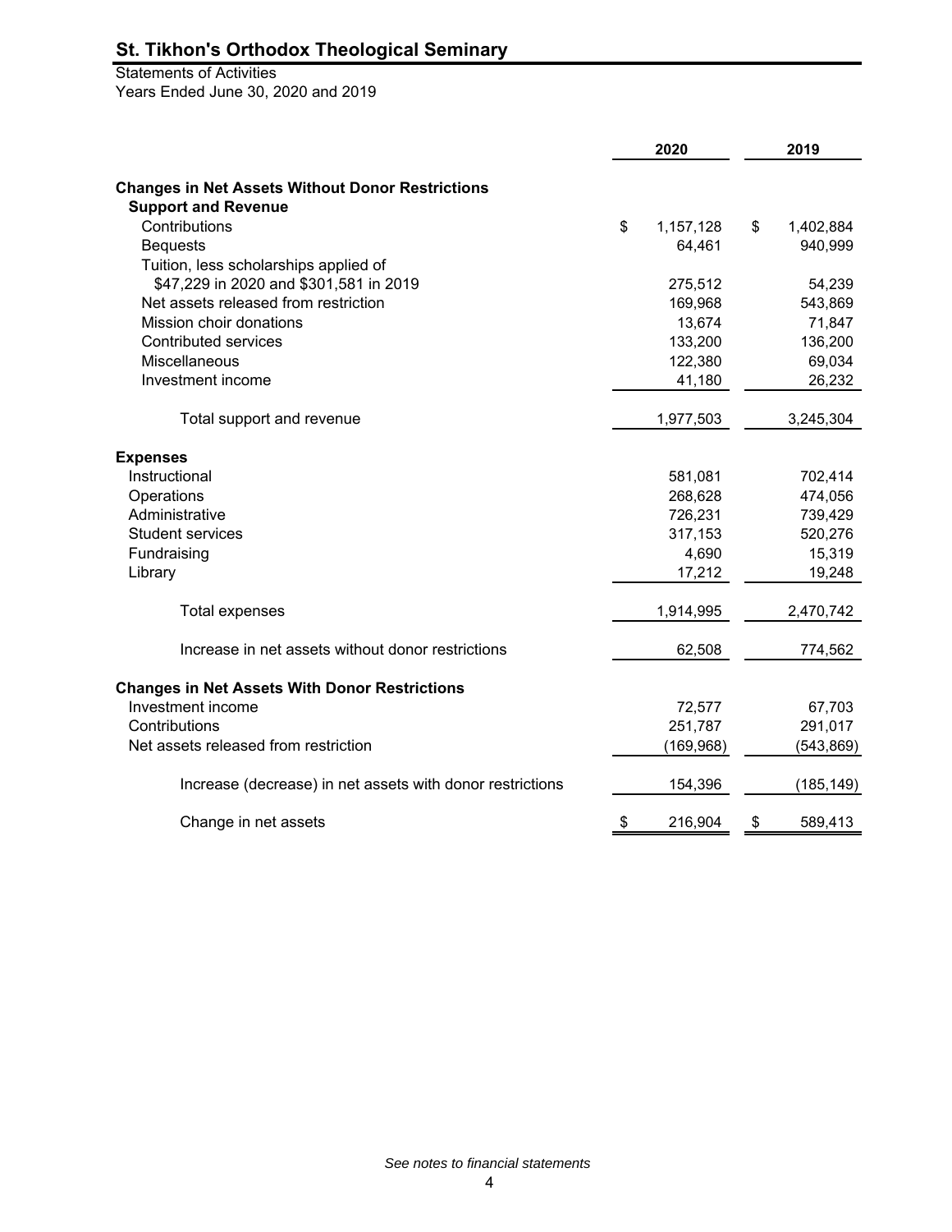# St. Tikhon's Orthodox Theological Seminary

Statements of Activities
Years Ended June 30, 2020 and 2019

| | 2020 | 2019 |
|---|---|---|
| **Changes in Net Assets Without Donor Restrictions** | | |
| **Support and Revenue** | | |
| Contributions | $ 1,157,128 | $ 1,402,884 |
| Bequests | 64,461 | 940,999 |
| Tuition, less scholarships applied of $47,229 in 2020 and $301,581 in 2019 | 275,512 | 54,239 |
| Net assets released from restriction | 169,968 | 543,869 |
| Mission choir donations | 13,674 | 71,847 |
| Contributed services | 133,200 | 136,200 |
| Miscellaneous | 122,380 | 69,034 |
| Investment income | 41,180 | 26,232 |
| Total support and revenue | 1,977,503 | 3,245,304 |
| **Expenses** | | |
| Instructional | 581,081 | 702,414 |
| Operations | 268,628 | 474,056 |
| Administrative | 726,231 | 739,429 |
| Student services | 317,153 | 520,276 |
| Fundraising | 4,690 | 15,319 |
| Library | 17,212 | 19,248 |
| Total expenses | 1,914,995 | 2,470,742 |
| Increase in net assets without donor restrictions | 62,508 | 774,562 |
| **Changes in Net Assets With Donor Restrictions** | | |
| Investment income | 72,577 | 67,703 |
| Contributions | 251,787 | 291,017 |
| Net assets released from restriction | (169,968) | (543,869) |
| Increase (decrease) in net assets with donor restrictions | 154,396 | (185,149) |
| Change in net assets | $ 216,904 | $ 589,413 |

*See notes to financial statements*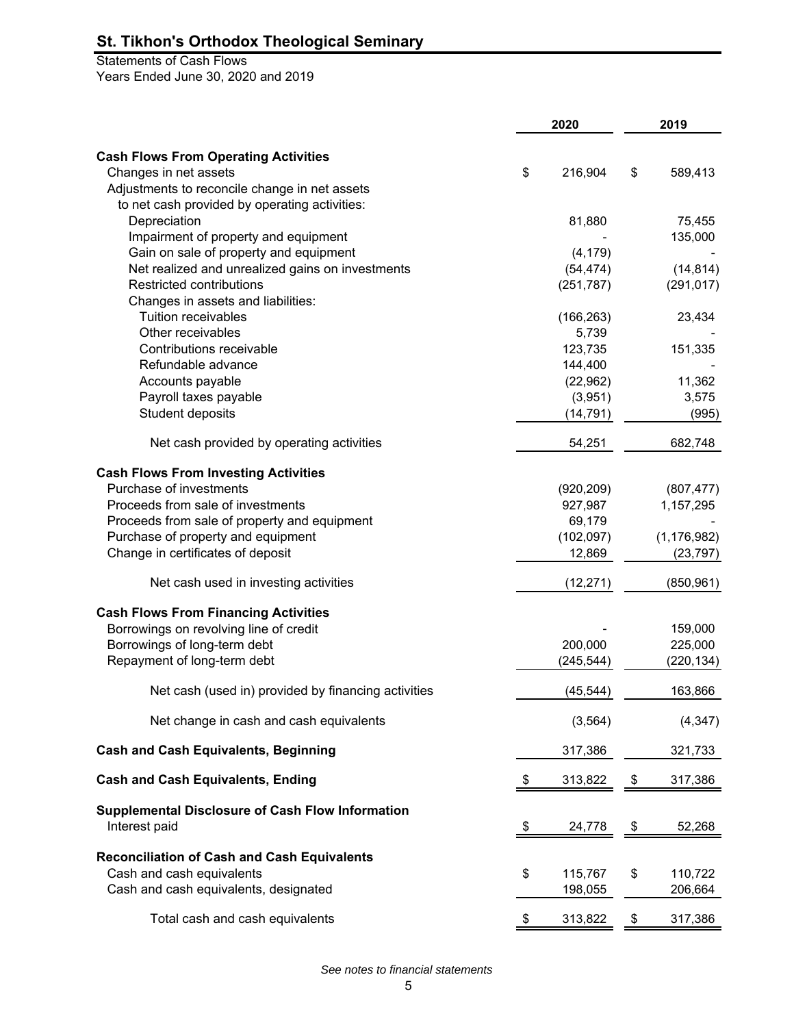# St. Tikhon's Orthodox Theological Seminary

Statements of Cash Flows
Years Ended June 30, 2020 and 2019

| | 2020 | 2019 |
|---|---|---|
| **Cash Flows From Operating Activities** | | |
| Changes in net assets | $ 216,904 | $ 589,413 |
| Adjustments to reconcile change in net assets to net cash provided by operating activities: | | |
| Depreciation | 81,880 | 75,455 |
| Impairment of property and equipment | - | 135,000 |
| Gain on sale of property and equipment | (4,179) | - |
| Net realized and unrealized gains on investments | (54,474) | (14,814) |
| Restricted contributions | (251,787) | (291,017) |
| Changes in assets and liabilities: | | |
| Tuition receivables | (166,263) | 23,434 |
| Other receivables | 5,739 | - |
| Contributions receivable | 123,735 | 151,335 |
| Refundable advance | 144,400 | - |
| Accounts payable | (22,962) | 11,362 |
| Payroll taxes payable | (3,951) | 3,575 |
| Student deposits | (14,791) | (995) |
| Net cash provided by operating activities | 54,251 | 682,748 |
| **Cash Flows From Investing Activities** | | |
| Purchase of investments | (920,209) | (807,477) |
| Proceeds from sale of investments | 927,987 | 1,157,295 |
| Proceeds from sale of property and equipment | 69,179 | - |
| Purchase of property and equipment | (102,097) | (1,176,982) |
| Change in certificates of deposit | 12,869 | (23,797) |
| Net cash used in investing activities | (12,271) | (850,961) |
| **Cash Flows From Financing Activities** | | |
| Borrowings on revolving line of credit | - | 159,000 |
| Borrowings of long-term debt | 200,000 | 225,000 |
| Repayment of long-term debt | (245,544) | (220,134) |
| Net cash (used in) provided by financing activities | (45,544) | 163,866 |
| Net change in cash and cash equivalents | (3,564) | (4,347) |
| **Cash and Cash Equivalents, Beginning** | 317,386 | 321,733 |
| **Cash and Cash Equivalents, Ending** | $ 313,822 | $ 317,386 |
| **Supplemental Disclosure of Cash Flow Information** | | |
| Interest paid | $ 24,778 | $ 52,268 |
| **Reconciliation of Cash and Cash Equivalents** | | |
| Cash and cash equivalents | $ 115,767 | $ 110,722 |
| Cash and cash equivalents, designated | 198,055 | 206,664 |
| Total cash and cash equivalents | $ 313,822 | $ 317,386 |

*See notes to financial statements*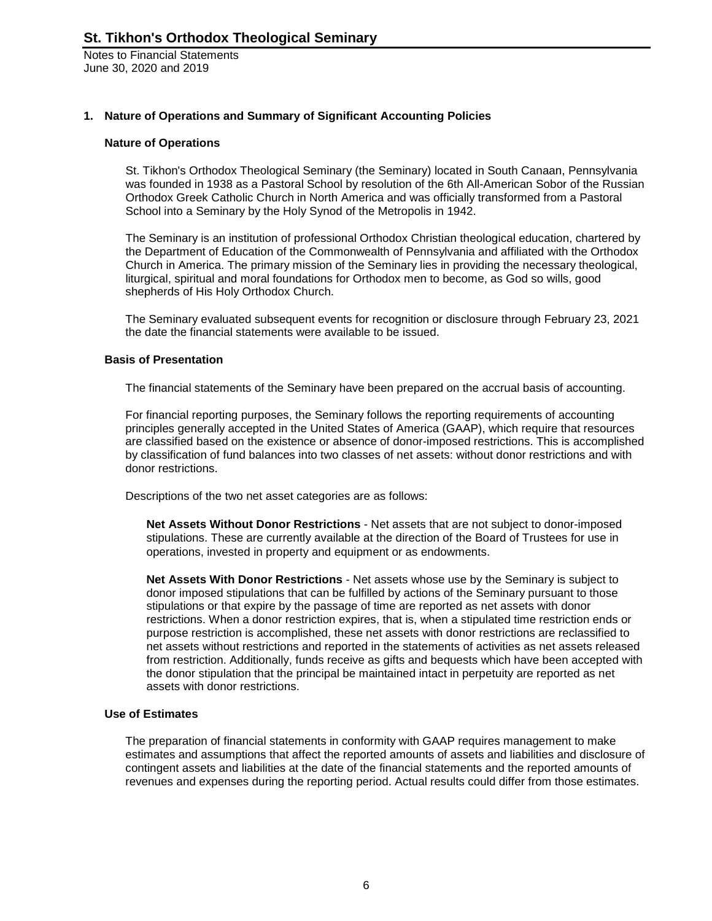## 1. Nature of Operations and Summary of Significant Accounting Policies

### Nature of Operations

St. Tikhon's Orthodox Theological Seminary (the Seminary) located in South Canaan, Pennsylvania was founded in 1938 as a Pastoral School by resolution of the 6th All-American Sobor of the Russian Orthodox Greek Catholic Church in North America and was officially transformed from a Pastoral School into a Seminary by the Holy Synod of the Metropolis in 1942.

The Seminary is an institution of professional Orthodox Christian theological education, chartered by the Department of Education of the Commonwealth of Pennsylvania and affiliated with the Orthodox Church in America. The primary mission of the Seminary lies in providing the necessary theological, liturgical, spiritual and moral foundations for Orthodox men to become, as God so wills, good shepherds of His Holy Orthodox Church.

The Seminary evaluated subsequent events for recognition or disclosure through February 23, 2021 the date the financial statements were available to be issued.

### Basis of Presentation

The financial statements of the Seminary have been prepared on the accrual basis of accounting.

For financial reporting purposes, the Seminary follows the reporting requirements of accounting principles generally accepted in the United States of America (GAAP), which require that resources are classified based on the existence or absence of donor-imposed restrictions. This is accomplished by classification of fund balances into two classes of net assets: without donor restrictions and with donor restrictions.

Descriptions of the two net asset categories are as follows:

**Net Assets Without Donor Restrictions** - Net assets that are not subject to donor-imposed stipulations. These are currently available at the direction of the Board of Trustees for use in operations, invested in property and equipment or as endowments.

**Net Assets With Donor Restrictions** - Net assets whose use by the Seminary is subject to donor imposed stipulations that can be fulfilled by actions of the Seminary pursuant to those stipulations or that expire by the passage of time are reported as net assets with donor restrictions. When a donor restriction expires, that is, when a stipulated time restriction ends or purpose restriction is accomplished, these net assets with donor restrictions are reclassified to net assets without restrictions and reported in the statements of activities as net assets released from restriction. Additionally, funds receive as gifts and bequests which have been accepted with the donor stipulation that the principal be maintained intact in perpetuity are reported as net assets with donor restrictions.

### Use of Estimates

The preparation of financial statements in conformity with GAAP requires management to make estimates and assumptions that affect the reported amounts of assets and liabilities and disclosure of contingent assets and liabilities at the date of the financial statements and the reported amounts of revenues and expenses during the reporting period. Actual results could differ from those estimates.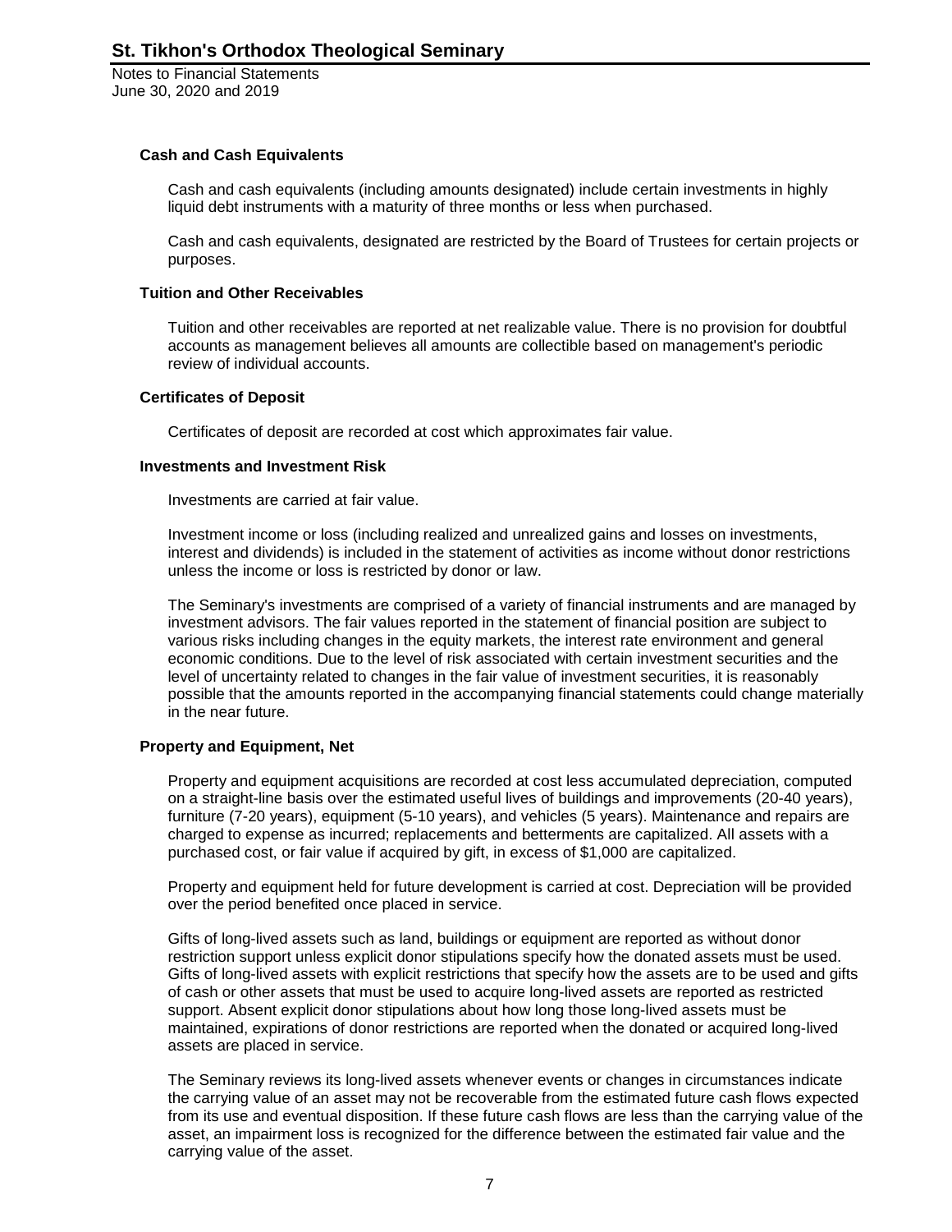#### Cash and Cash Equivalents

Cash and cash equivalents (including amounts designated) include certain investments in highly liquid debt instruments with a maturity of three months or less when purchased.

Cash and cash equivalents, designated are restricted by the Board of Trustees for certain projects or purposes.

#### Tuition and Other Receivables

Tuition and other receivables are reported at net realizable value. There is no provision for doubtful accounts as management believes all amounts are collectible based on management's periodic review of individual accounts.

#### Certificates of Deposit

Certificates of deposit are recorded at cost which approximates fair value.

#### Investments and Investment Risk

Investments are carried at fair value.

Investment income or loss (including realized and unrealized gains and losses on investments, interest and dividends) is included in the statement of activities as income without donor restrictions unless the income or loss is restricted by donor or law.

The Seminary's investments are comprised of a variety of financial instruments and are managed by investment advisors. The fair values reported in the statement of financial position are subject to various risks including changes in the equity markets, the interest rate environment and general economic conditions. Due to the level of risk associated with certain investment securities and the level of uncertainty related to changes in the fair value of investment securities, it is reasonably possible that the amounts reported in the accompanying financial statements could change materially in the near future.

#### Property and Equipment, Net

Property and equipment acquisitions are recorded at cost less accumulated depreciation, computed on a straight-line basis over the estimated useful lives of buildings and improvements (20-40 years), furniture (7-20 years), equipment (5-10 years), and vehicles (5 years). Maintenance and repairs are charged to expense as incurred; replacements and betterments are capitalized. All assets with a purchased cost, or fair value if acquired by gift, in excess of $1,000 are capitalized.

Property and equipment held for future development is carried at cost. Depreciation will be provided over the period benefited once placed in service.

Gifts of long-lived assets such as land, buildings or equipment are reported as without donor restriction support unless explicit donor stipulations specify how the donated assets must be used. Gifts of long-lived assets with explicit restrictions that specify how the assets are to be used and gifts of cash or other assets that must be used to acquire long-lived assets are reported as restricted support. Absent explicit donor stipulations about how long those long-lived assets must be maintained, expirations of donor restrictions are reported when the donated or acquired long-lived assets are placed in service.

The Seminary reviews its long-lived assets whenever events or changes in circumstances indicate the carrying value of an asset may not be recoverable from the estimated future cash flows expected from its use and eventual disposition. If these future cash flows are less than the carrying value of the asset, an impairment loss is recognized for the difference between the estimated fair value and the carrying value of the asset.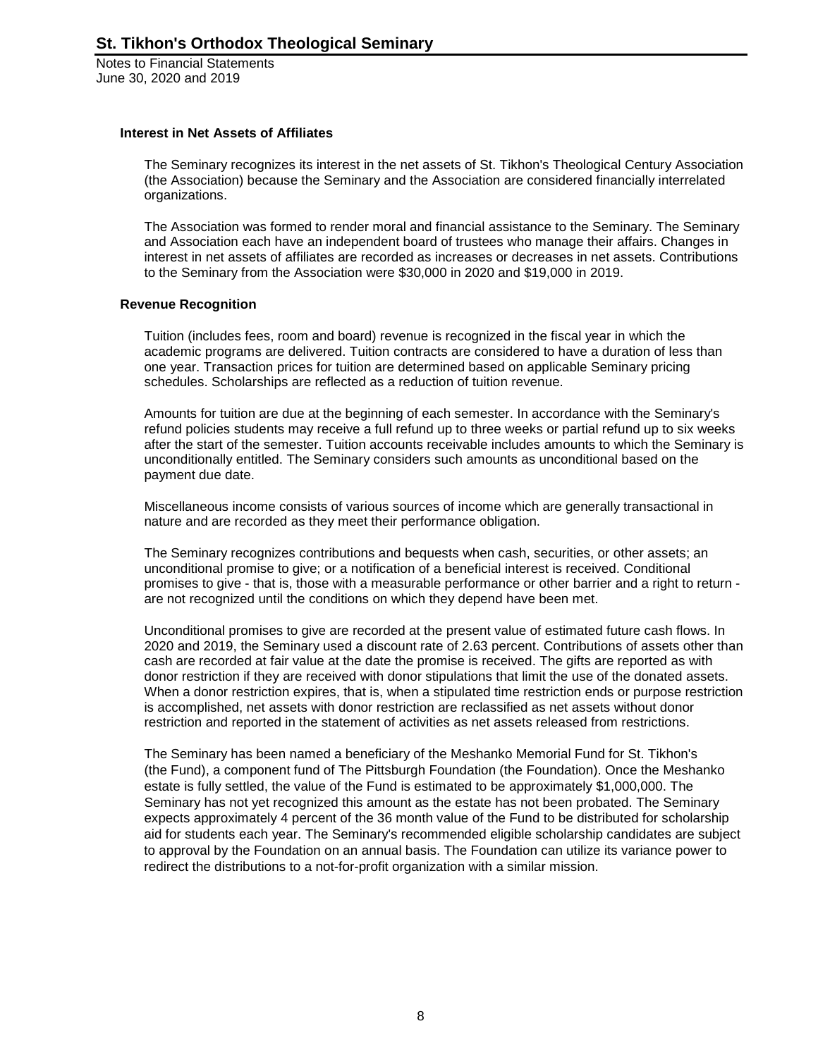### Interest in Net Assets of Affiliates

The Seminary recognizes its interest in the net assets of St. Tikhon's Theological Century Association (the Association) because the Seminary and the Association are considered financially interrelated organizations.

The Association was formed to render moral and financial assistance to the Seminary. The Seminary and Association each have an independent board of trustees who manage their affairs. Changes in interest in net assets of affiliates are recorded as increases or decreases in net assets. Contributions to the Seminary from the Association were $30,000 in 2020 and $19,000 in 2019.

### Revenue Recognition

Tuition (includes fees, room and board) revenue is recognized in the fiscal year in which the academic programs are delivered. Tuition contracts are considered to have a duration of less than one year. Transaction prices for tuition are determined based on applicable Seminary pricing schedules. Scholarships are reflected as a reduction of tuition revenue.

Amounts for tuition are due at the beginning of each semester. In accordance with the Seminary's refund policies students may receive a full refund up to three weeks or partial refund up to six weeks after the start of the semester. Tuition accounts receivable includes amounts to which the Seminary is unconditionally entitled. The Seminary considers such amounts as unconditional based on the payment due date.

Miscellaneous income consists of various sources of income which are generally transactional in nature and are recorded as they meet their performance obligation.

The Seminary recognizes contributions and bequests when cash, securities, or other assets; an unconditional promise to give; or a notification of a beneficial interest is received. Conditional promises to give - that is, those with a measurable performance or other barrier and a right to return - are not recognized until the conditions on which they depend have been met.

Unconditional promises to give are recorded at the present value of estimated future cash flows. In 2020 and 2019, the Seminary used a discount rate of 2.63 percent. Contributions of assets other than cash are recorded at fair value at the date the promise is received. The gifts are reported as with donor restriction if they are received with donor stipulations that limit the use of the donated assets. When a donor restriction expires, that is, when a stipulated time restriction ends or purpose restriction is accomplished, net assets with donor restriction are reclassified as net assets without donor restriction and reported in the statement of activities as net assets released from restrictions.

The Seminary has been named a beneficiary of the Meshanko Memorial Fund for St. Tikhon's (the Fund), a component fund of The Pittsburgh Foundation (the Foundation). Once the Meshanko estate is fully settled, the value of the Fund is estimated to be approximately $1,000,000. The Seminary has not yet recognized this amount as the estate has not been probated. The Seminary expects approximately 4 percent of the 36 month value of the Fund to be distributed for scholarship aid for students each year. The Seminary's recommended eligible scholarship candidates are subject to approval by the Foundation on an annual basis. The Foundation can utilize its variance power to redirect the distributions to a not-for-profit organization with a similar mission.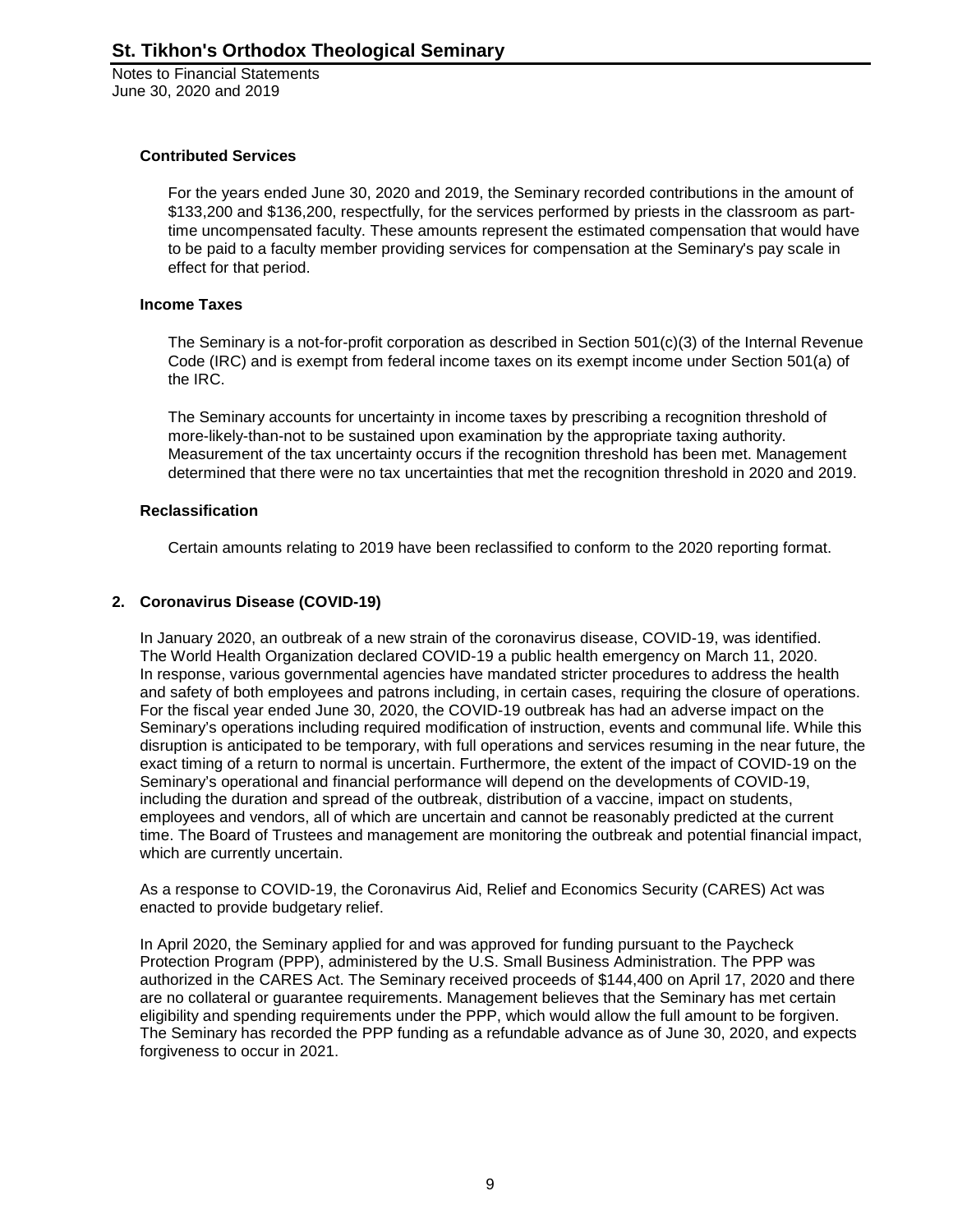### Contributed Services

For the years ended June 30, 2020 and 2019, the Seminary recorded contributions in the amount of $133,200 and $136,200, respectfully, for the services performed by priests in the classroom as part-time uncompensated faculty. These amounts represent the estimated compensation that would have to be paid to a faculty member providing services for compensation at the Seminary's pay scale in effect for that period.

### Income Taxes

The Seminary is a not-for-profit corporation as described in Section 501(c)(3) of the Internal Revenue Code (IRC) and is exempt from federal income taxes on its exempt income under Section 501(a) of the IRC.

The Seminary accounts for uncertainty in income taxes by prescribing a recognition threshold of more-likely-than-not to be sustained upon examination by the appropriate taxing authority. Measurement of the tax uncertainty occurs if the recognition threshold has been met. Management determined that there were no tax uncertainties that met the recognition threshold in 2020 and 2019.

### Reclassification

Certain amounts relating to 2019 have been reclassified to conform to the 2020 reporting format.

## 2. Coronavirus Disease (COVID-19)

In January 2020, an outbreak of a new strain of the coronavirus disease, COVID-19, was identified. The World Health Organization declared COVID-19 a public health emergency on March 11, 2020. In response, various governmental agencies have mandated stricter procedures to address the health and safety of both employees and patrons including, in certain cases, requiring the closure of operations. For the fiscal year ended June 30, 2020, the COVID-19 outbreak has had an adverse impact on the Seminary's operations including required modification of instruction, events and communal life. While this disruption is anticipated to be temporary, with full operations and services resuming in the near future, the exact timing of a return to normal is uncertain. Furthermore, the extent of the impact of COVID-19 on the Seminary's operational and financial performance will depend on the developments of COVID-19, including the duration and spread of the outbreak, distribution of a vaccine, impact on students, employees and vendors, all of which are uncertain and cannot be reasonably predicted at the current time. The Board of Trustees and management are monitoring the outbreak and potential financial impact, which are currently uncertain.

As a response to COVID-19, the Coronavirus Aid, Relief and Economics Security (CARES) Act was enacted to provide budgetary relief.

In April 2020, the Seminary applied for and was approved for funding pursuant to the Paycheck Protection Program (PPP), administered by the U.S. Small Business Administration. The PPP was authorized in the CARES Act. The Seminary received proceeds of $144,400 on April 17, 2020 and there are no collateral or guarantee requirements. Management believes that the Seminary has met certain eligibility and spending requirements under the PPP, which would allow the full amount to be forgiven. The Seminary has recorded the PPP funding as a refundable advance as of June 30, 2020, and expects forgiveness to occur in 2021.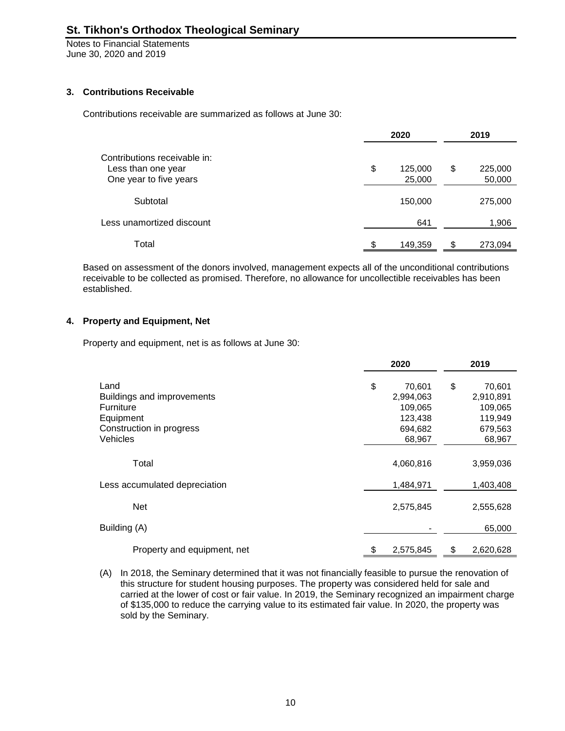# St. Tikhon's Orthodox Theological Seminary

Notes to Financial Statements
June 30, 2020 and 2019

### 3. Contributions Receivable

Contributions receivable are summarized as follows at June 30:

| | 2020 | 2019 |
|---|---|---|
| Contributions receivable in: | | |
| Less than one year | $ 125,000 | $ 225,000 |
| One year to five years | 25,000 | 50,000 |
| Subtotal | 150,000 | 275,000 |
| Less unamortized discount | 641 | 1,906 |
| Total | $ 149,359 | $ 273,094 |

Based on assessment of the donors involved, management expects all of the unconditional contributions receivable to be collected as promised. Therefore, no allowance for uncollectible receivables has been established.

### 4. Property and Equipment, Net

Property and equipment, net is as follows at June 30:

| | 2020 | 2019 |
|---|---|---|
| Land | $ 70,601 | $ 70,601 |
| Buildings and improvements | 2,994,063 | 2,910,891 |
| Furniture | 109,065 | 109,065 |
| Equipment | 123,438 | 119,949 |
| Construction in progress | 694,682 | 679,563 |
| Vehicles | 68,967 | 68,967 |
| Total | 4,060,816 | 3,959,036 |
| Less accumulated depreciation | 1,484,971 | 1,403,408 |
| Net | 2,575,845 | 2,555,628 |
| Building (A) | - | 65,000 |
| Property and equipment, net | $ 2,575,845 | $ 2,620,628 |

(A) In 2018, the Seminary determined that it was not financially feasible to pursue the renovation of this structure for student housing purposes. The property was considered held for sale and carried at the lower of cost or fair value. In 2019, the Seminary recognized an impairment charge of $135,000 to reduce the carrying value to its estimated fair value. In 2020, the property was sold by the Seminary.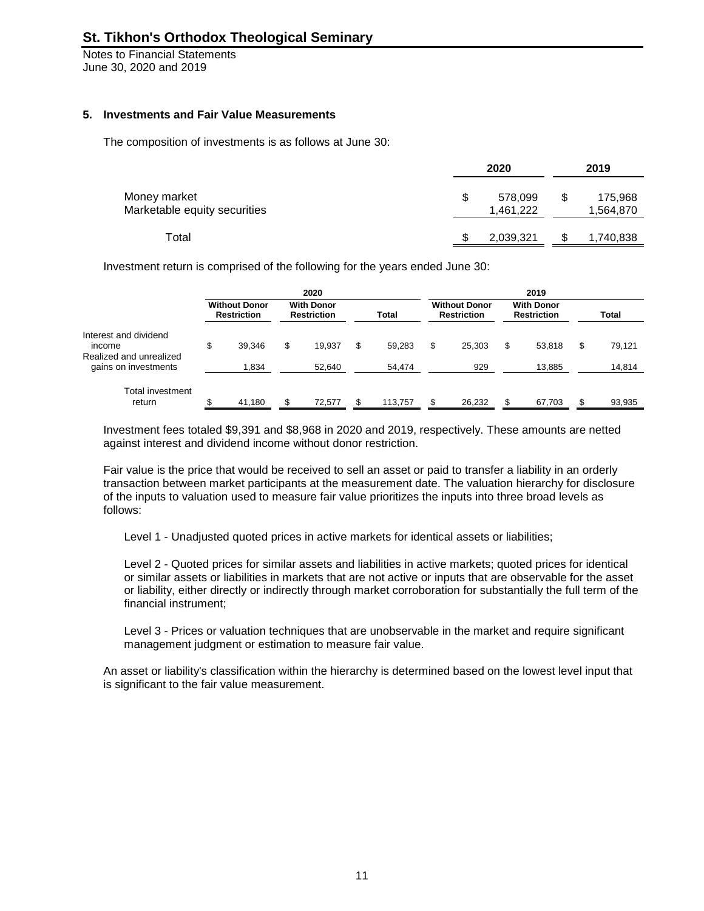## St. Tikhon's Orthodox Theological Seminary

Notes to Financial Statements
June 30, 2020 and 2019

### 5. Investments and Fair Value Measurements

The composition of investments is as follows at June 30:

| | 2020 | 2019 |
|---|---|---|
| Money market | $ 578,099 | $ 175,968 |
| Marketable equity securities | 1,461,222 | 1,564,870 |
| Total | $ 2,039,321 | $ 1,740,838 |

Investment return is comprised of the following for the years ended June 30:

| | 2020 | | | 2019 | | |
|---|---|---|---|---|---|---|
| | Without Donor Restriction | With Donor Restriction | Total | Without Donor Restriction | With Donor Restriction | Total |
| Interest and dividend income | $ 39,346 | $ 19,937 | $ 59,283 | $ 25,303 | $ 53,818 | $ 79,121 |
| Realized and unrealized gains on investments | 1,834 | 52,640 | 54,474 | 929 | 13,885 | 14,814 |
| Total investment return | $ 41,180 | $ 72,577 | $ 113,757 | $ 26,232 | $ 67,703 | $ 93,935 |

Investment fees totaled $9,391 and $8,968 in 2020 and 2019, respectively. These amounts are netted against interest and dividend income without donor restriction.

Fair value is the price that would be received to sell an asset or paid to transfer a liability in an orderly transaction between market participants at the measurement date. The valuation hierarchy for disclosure of the inputs to valuation used to measure fair value prioritizes the inputs into three broad levels as follows:

Level 1 - Unadjusted quoted prices in active markets for identical assets or liabilities;

Level 2 - Quoted prices for similar assets and liabilities in active markets; quoted prices for identical or similar assets or liabilities in markets that are not active or inputs that are observable for the asset or liability, either directly or indirectly through market corroboration for substantially the full term of the financial instrument;

Level 3 - Prices or valuation techniques that are unobservable in the market and require significant management judgment or estimation to measure fair value.

An asset or liability's classification within the hierarchy is determined based on the lowest level input that is significant to the fair value measurement.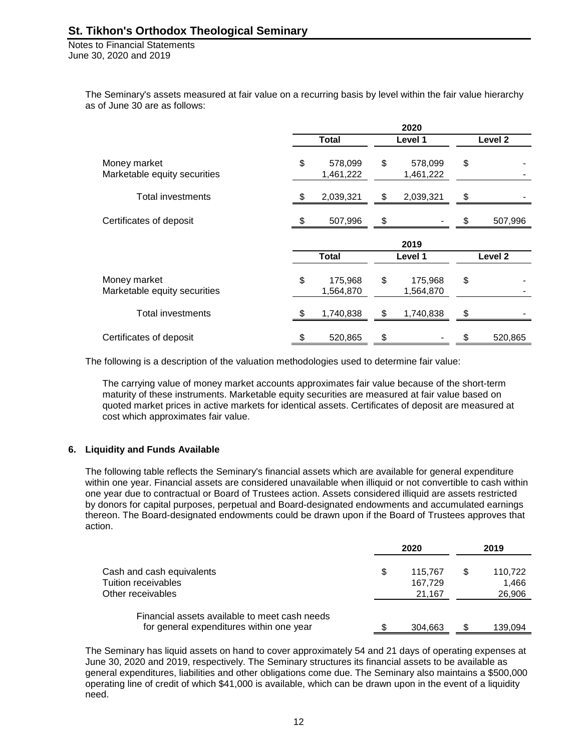The Seminary's assets measured at fair value on a recurring basis by level within the fair value hierarchy as of June 30 are as follows:

| | 2020 | | |
|---|---|---|---|
| | Total | Level 1 | Level 2 |
| Money market | $ 578,099 | $ 578,099 | $ - |
| Marketable equity securities | 1,461,222 | 1,461,222 | - |
| Total investments | $ 2,039,321 | $ 2,039,321 | $ - |
| Certificates of deposit | $ 507,996 | $ - | $ 507,996 |

| | 2019 | | |
|---|---|---|---|
| | Total | Level 1 | Level 2 |
| Money market | $ 175,968 | $ 175,968 | $ - |
| Marketable equity securities | 1,564,870 | 1,564,870 | - |
| Total investments | $ 1,740,838 | $ 1,740,838 | $ - |
| Certificates of deposit | $ 520,865 | $ - | $ 520,865 |

The following is a description of the valuation methodologies used to determine fair value:

The carrying value of money market accounts approximates fair value because of the short-term maturity of these instruments. Marketable equity securities are measured at fair value based on quoted market prices in active markets for identical assets. Certificates of deposit are measured at cost which approximates fair value.

## 6. Liquidity and Funds Available

The following table reflects the Seminary's financial assets which are available for general expenditure within one year. Financial assets are considered unavailable when illiquid or not convertible to cash within one year due to contractual or Board of Trustees action. Assets considered illiquid are assets restricted by donors for capital purposes, perpetual and Board-designated endowments and accumulated earnings thereon. The Board-designated endowments could be drawn upon if the Board of Trustees approves that action.

| | 2020 | 2019 |
|---|---|---|
| Cash and cash equivalents | $ 115,767 | $ 110,722 |
| Tuition receivables | 167,729 | 1,466 |
| Other receivables | 21,167 | 26,906 |
| Financial assets available to meet cash needs for general expenditures within one year | $ 304,663 | $ 139,094 |

The Seminary has liquid assets on hand to cover approximately 54 and 21 days of operating expenses at June 30, 2020 and 2019, respectively. The Seminary structures its financial assets to be available as general expenditures, liabilities and other obligations come due. The Seminary also maintains a $500,000 operating line of credit of which $41,000 is available, which can be drawn upon in the event of a liquidity need.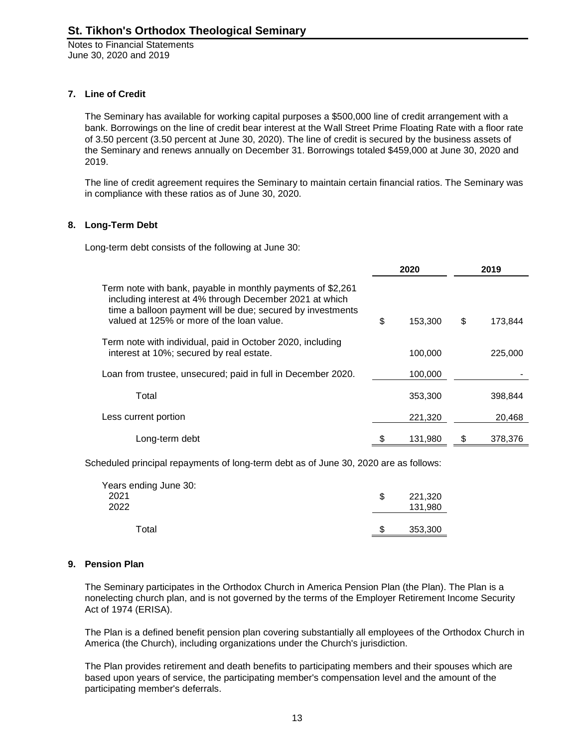# St. Tikhon's Orthodox Theological Seminary

Notes to Financial Statements
June 30, 2020 and 2019

## 7. Line of Credit

The Seminary has available for working capital purposes a $500,000 line of credit arrangement with a bank. Borrowings on the line of credit bear interest at the Wall Street Prime Floating Rate with a floor rate of 3.50 percent (3.50 percent at June 30, 2020). The line of credit is secured by the business assets of the Seminary and renews annually on December 31. Borrowings totaled $459,000 at June 30, 2020 and 2019.

The line of credit agreement requires the Seminary to maintain certain financial ratios. The Seminary was in compliance with these ratios as of June 30, 2020.

## 8. Long-Term Debt

Long-term debt consists of the following at June 30:

| | 2020 | 2019 |
|---|---|---|
| Term note with bank, payable in monthly payments of $2,261 including interest at 4% through December 2021 at which time a balloon payment will be due; secured by investments valued at 125% or more of the loan value. | $ 153,300 | $ 173,844 |
| Term note with individual, paid in October 2020, including interest at 10%; secured by real estate. | 100,000 | 225,000 |
| Loan from trustee, unsecured; paid in full in December 2020. | 100,000 | - |
| Total | 353,300 | 398,844 |
| Less current portion | 221,320 | 20,468 |
| Long-term debt | $ 131,980 | $ 378,376 |

Scheduled principal repayments of long-term debt as of June 30, 2020 are as follows:

| Years ending June 30: | |
|---|---|
| 2021 | $ 221,320 |
| 2022 | 131,980 |
| Total | $ 353,300 |

## 9. Pension Plan

The Seminary participates in the Orthodox Church in America Pension Plan (the Plan). The Plan is a nonelecting church plan, and is not governed by the terms of the Employer Retirement Income Security Act of 1974 (ERISA).

The Plan is a defined benefit pension plan covering substantially all employees of the Orthodox Church in America (the Church), including organizations under the Church's jurisdiction.

The Plan provides retirement and death benefits to participating members and their spouses which are based upon years of service, the participating member's compensation level and the amount of the participating member's deferrals.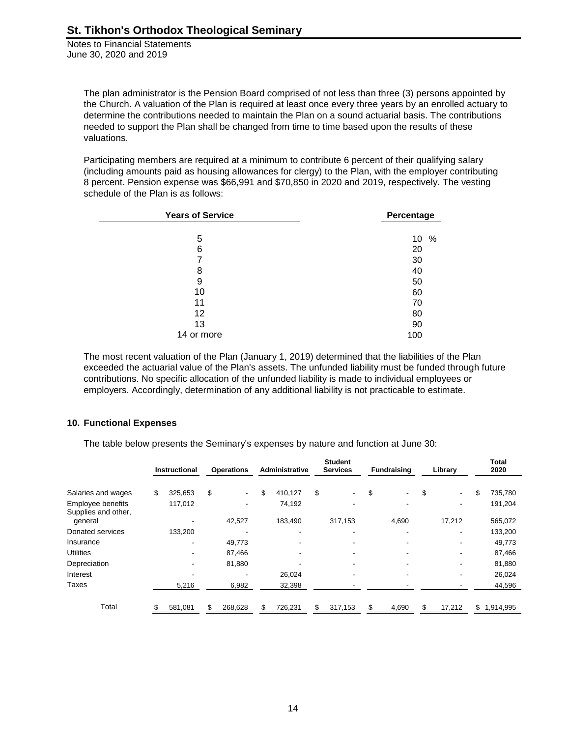The plan administrator is the Pension Board comprised of not less than three (3) persons appointed by the Church. A valuation of the Plan is required at least once every three years by an enrolled actuary to determine the contributions needed to maintain the Plan on a sound actuarial basis. The contributions needed to support the Plan shall be changed from time to time based upon the results of these valuations.

Participating members are required at a minimum to contribute 6 percent of their qualifying salary (including amounts paid as housing allowances for clergy) to the Plan, with the employer contributing 8 percent. Pension expense was $66,991 and $70,850 in 2020 and 2019, respectively. The vesting schedule of the Plan is as follows:

| Years of Service | Percentage |
|---|---|
| 5 | 10 % |
| 6 | 20 |
| 7 | 30 |
| 8 | 40 |
| 9 | 50 |
| 10 | 60 |
| 11 | 70 |
| 12 | 80 |
| 13 | 90 |
| 14 or more | 100 |

The most recent valuation of the Plan (January 1, 2019) determined that the liabilities of the Plan exceeded the actuarial value of the Plan's assets. The unfunded liability must be funded through future contributions. No specific allocation of the unfunded liability is made to individual employees or employers. Accordingly, determination of any additional liability is not practicable to estimate.

## 10. Functional Expenses

The table below presents the Seminary's expenses by nature and function at June 30:

| | Instructional | Operations | Administrative | Student Services | Fundraising | Library | Total 2020 |
|---|---|---|---|---|---|---|---|
| Salaries and wages | $ 325,653 | $ - | $ 410,127 | $ - | $ - | $ - | $ 735,780 |
| Employee benefits | 117,012 | - | 74,192 | - | - | - | 191,204 |
| Supplies and other, general | - | 42,527 | 183,490 | 317,153 | 4,690 | 17,212 | 565,072 |
| Donated services | 133,200 | - | - | - | - | - | 133,200 |
| Insurance | - | 49,773 | - | - | - | - | 49,773 |
| Utilities | - | 87,466 | - | - | - | - | 87,466 |
| Depreciation | - | 81,880 | - | - | - | - | 81,880 |
| Interest | - | - | 26,024 | - | - | - | 26,024 |
| Taxes | 5,216 | 6,982 | 32,398 | - | - | - | 44,596 |
| Total | $ 581,081 | $ 268,628 | $ 726,231 | $ 317,153 | $ 4,690 | $ 17,212 | $ 1,914,995 |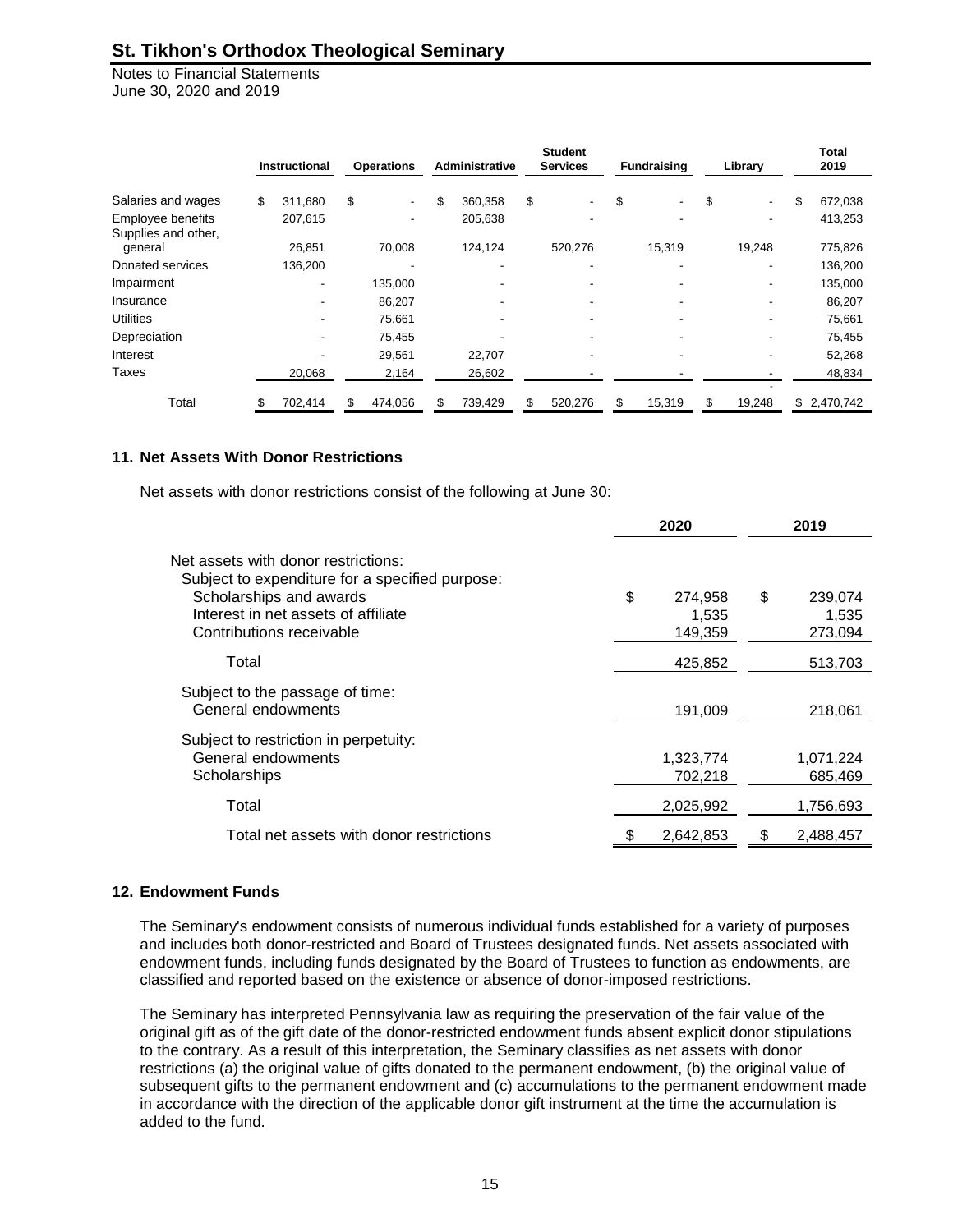| | Instructional | Operations | Administrative | Student Services | Fundraising | Library | Total 2019 |
|---|---|---|---|---|---|---|---|
| Salaries and wages | $ 311,680 | $ - | $ 360,358 | $ - | $ - | $ - | $ 672,038 |
| Employee benefits | 207,615 | - | 205,638 | - | - | - | 413,253 |
| Supplies and other, general | 26,851 | 70,008 | 124,124 | 520,276 | 15,319 | 19,248 | 775,826 |
| Donated services | 136,200 | - | - | - | - | - | 136,200 |
| Impairment | - | 135,000 | - | - | - | - | 135,000 |
| Insurance | - | 86,207 | - | - | - | - | 86,207 |
| Utilities | - | 75,661 | - | - | - | - | 75,661 |
| Depreciation | - | 75,455 | - | - | - | - | 75,455 |
| Interest | - | 29,561 | 22,707 | - | - | - | 52,268 |
| Taxes | 20,068 | 2,164 | 26,602 | - | - | - | 48,834 |
| Total | $ 702,414 | $ 474,056 | $ 739,429 | $ 520,276 | $ 15,319 | $ 19,248 | $ 2,470,742 |

## 11. Net Assets With Donor Restrictions

Net assets with donor restrictions consist of the following at June 30:

| | 2020 | 2019 |
|---|---|---|
| Net assets with donor restrictions: | | |
| Subject to expenditure for a specified purpose: | | |
| Scholarships and awards | $ 274,958 | $ 239,074 |
| Interest in net assets of affiliate | 1,535 | 1,535 |
| Contributions receivable | 149,359 | 273,094 |
| Total | 425,852 | 513,703 |
| Subject to the passage of time: | | |
| General endowments | 191,009 | 218,061 |
| Subject to restriction in perpetuity: | | |
| General endowments | 1,323,774 | 1,071,224 |
| Scholarships | 702,218 | 685,469 |
| Total | 2,025,992 | 1,756,693 |
| Total net assets with donor restrictions | $ 2,642,853 | $ 2,488,457 |

## 12. Endowment Funds

The Seminary's endowment consists of numerous individual funds established for a variety of purposes and includes both donor-restricted and Board of Trustees designated funds. Net assets associated with endowment funds, including funds designated by the Board of Trustees to function as endowments, are classified and reported based on the existence or absence of donor-imposed restrictions.

The Seminary has interpreted Pennsylvania law as requiring the preservation of the fair value of the original gift as of the gift date of the donor-restricted endowment funds absent explicit donor stipulations to the contrary. As a result of this interpretation, the Seminary classifies as net assets with donor restrictions (a) the original value of gifts donated to the permanent endowment, (b) the original value of subsequent gifts to the permanent endowment and (c) accumulations to the permanent endowment made in accordance with the direction of the applicable donor gift instrument at the time the accumulation is added to the fund.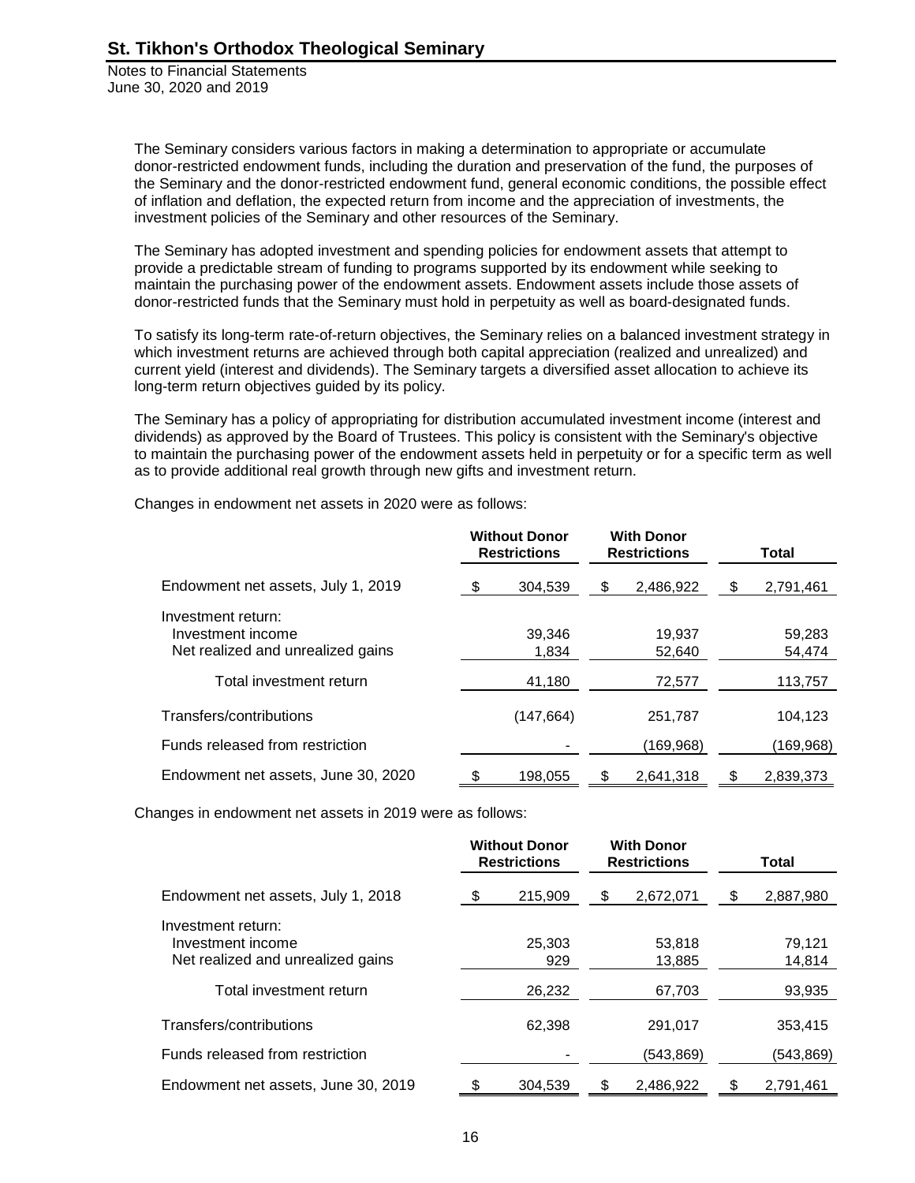The Seminary considers various factors in making a determination to appropriate or accumulate donor-restricted endowment funds, including the duration and preservation of the fund, the purposes of the Seminary and the donor-restricted endowment fund, general economic conditions, the possible effect of inflation and deflation, the expected return from income and the appreciation of investments, the investment policies of the Seminary and other resources of the Seminary.

The Seminary has adopted investment and spending policies for endowment assets that attempt to provide a predictable stream of funding to programs supported by its endowment while seeking to maintain the purchasing power of the endowment assets. Endowment assets include those assets of donor-restricted funds that the Seminary must hold in perpetuity as well as board-designated funds.

To satisfy its long-term rate-of-return objectives, the Seminary relies on a balanced investment strategy in which investment returns are achieved through both capital appreciation (realized and unrealized) and current yield (interest and dividends). The Seminary targets a diversified asset allocation to achieve its long-term return objectives guided by its policy.

The Seminary has a policy of appropriating for distribution accumulated investment income (interest and dividends) as approved by the Board of Trustees. This policy is consistent with the Seminary's objective to maintain the purchasing power of the endowment assets held in perpetuity or for a specific term as well as to provide additional real growth through new gifts and investment return.

Changes in endowment net assets in 2020 were as follows:

| | Without Donor Restrictions | With Donor Restrictions | Total |
|---|---|---|---|
| Endowment net assets, July 1, 2019 | $ 304,539 | $ 2,486,922 | $ 2,791,461 |
| Investment return: | | | |
| Investment income | 39,346 | 19,937 | 59,283 |
| Net realized and unrealized gains | 1,834 | 52,640 | 54,474 |
| Total investment return | 41,180 | 72,577 | 113,757 |
| Transfers/contributions | (147,664) | 251,787 | 104,123 |
| Funds released from restriction | - | (169,968) | (169,968) |
| Endowment net assets, June 30, 2020 | $ 198,055 | $ 2,641,318 | $ 2,839,373 |

Changes in endowment net assets in 2019 were as follows:

| | Without Donor Restrictions | With Donor Restrictions | Total |
|---|---|---|---|
| Endowment net assets, July 1, 2018 | $ 215,909 | $ 2,672,071 | $ 2,887,980 |
| Investment return: | | | |
| Investment income | 25,303 | 53,818 | 79,121 |
| Net realized and unrealized gains | 929 | 13,885 | 14,814 |
| Total investment return | 26,232 | 67,703 | 93,935 |
| Transfers/contributions | 62,398 | 291,017 | 353,415 |
| Funds released from restriction | - | (543,869) | (543,869) |
| Endowment net assets, June 30, 2019 | $ 304,539 | $ 2,486,922 | $ 2,791,461 |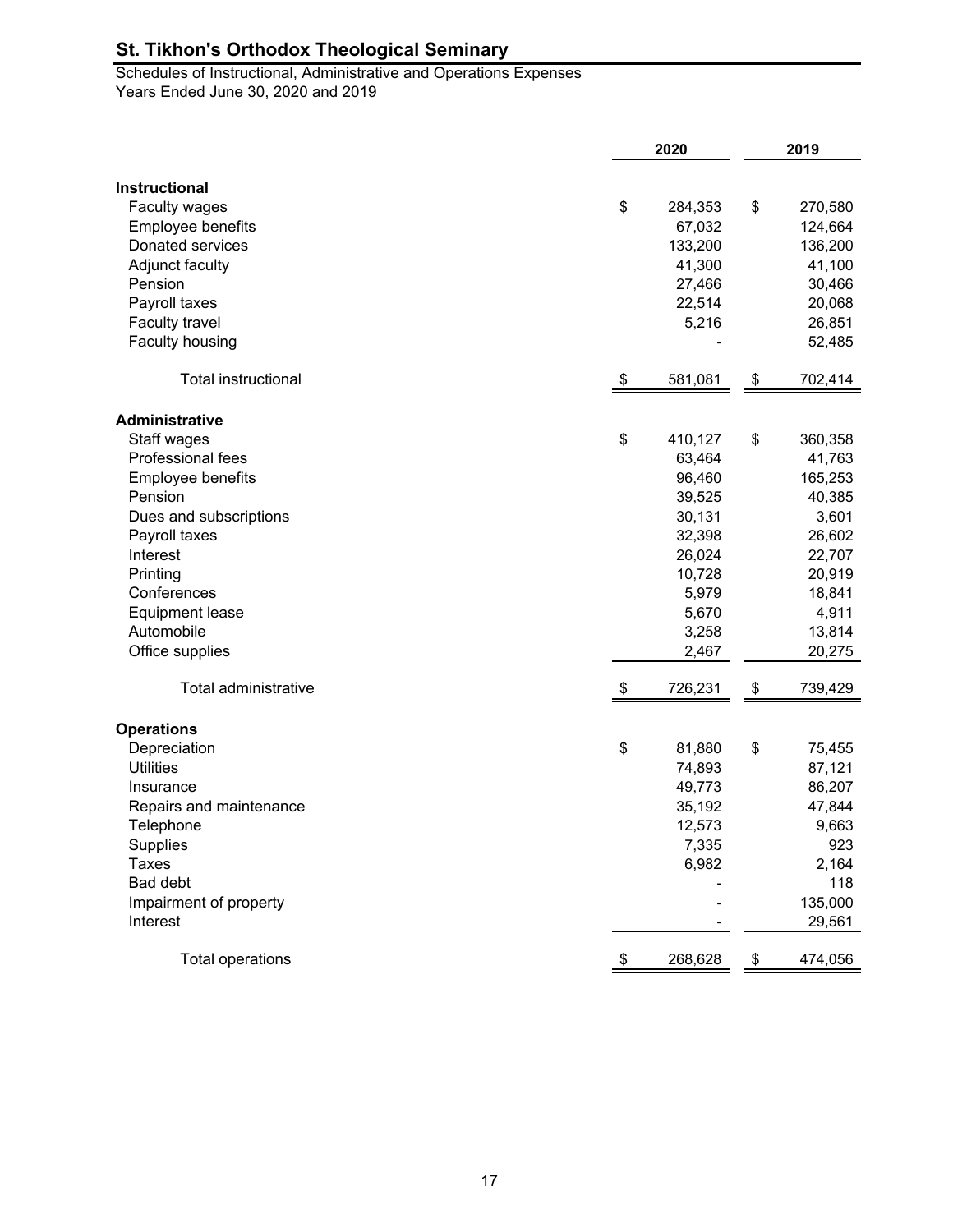## St. Tikhon's Orthodox Theological Seminary

Schedules of Instructional, Administrative and Operations Expenses
Years Ended June 30, 2020 and 2019

| | 2020 | 2019 |
|---|---|---|
| **Instructional** | | |
| Faculty wages | $ 284,353 | $ 270,580 |
| Employee benefits | 67,032 | 124,664 |
| Donated services | 133,200 | 136,200 |
| Adjunct faculty | 41,300 | 41,100 |
| Pension | 27,466 | 30,466 |
| Payroll taxes | 22,514 | 20,068 |
| Faculty travel | 5,216 | 26,851 |
| Faculty housing | - | 52,485 |
| Total instructional | $ 581,081 | $ 702,414 |
| **Administrative** | | |
| Staff wages | $ 410,127 | $ 360,358 |
| Professional fees | 63,464 | 41,763 |
| Employee benefits | 96,460 | 165,253 |
| Pension | 39,525 | 40,385 |
| Dues and subscriptions | 30,131 | 3,601 |
| Payroll taxes | 32,398 | 26,602 |
| Interest | 26,024 | 22,707 |
| Printing | 10,728 | 20,919 |
| Conferences | 5,979 | 18,841 |
| Equipment lease | 5,670 | 4,911 |
| Automobile | 3,258 | 13,814 |
| Office supplies | 2,467 | 20,275 |
| Total administrative | $ 726,231 | $ 739,429 |
| **Operations** | | |
| Depreciation | $ 81,880 | $ 75,455 |
| Utilities | 74,893 | 87,121 |
| Insurance | 49,773 | 86,207 |
| Repairs and maintenance | 35,192 | 47,844 |
| Telephone | 12,573 | 9,663 |
| Supplies | 7,335 | 923 |
| Taxes | 6,982 | 2,164 |
| Bad debt | - | 118 |
| Impairment of property | - | 135,000 |
| Interest | - | 29,561 |
| Total operations | $ 268,628 | $ 474,056 |